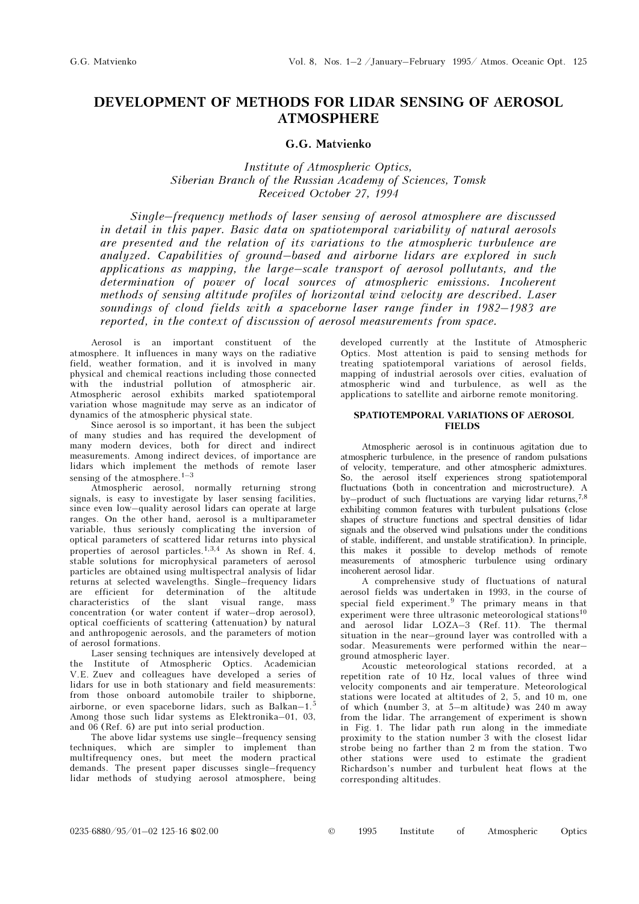# DEVELOPMENT OF METHODS FOR LIDAR SENSING OF AEROSOL ATMOSPHERE

### G.G. Matvienko

*Institute of Atmospheric Optics,*
*Siberian Branch of the Russian Academy of Sciences, Tomsk*
*Received October 27, 1994*

*Single–frequency methods of laser sensing of aerosol atmosphere are discussed in detail in this paper. Basic data on spatiotemporal variability of natural aerosols are presented and the relation of its variations to the atmospheric turbulence are analyzed. Capabilities of ground–based and airborne lidars are explored in such applications as mapping, the large–scale transport of aerosol pollutants, and the determination of power of local sources of atmospheric emissions. Incoherent methods of sensing altitude profiles of horizontal wind velocity are described. Laser soundings of cloud fields with a spaceborne laser range finder in 1982–1983 are reported, in the context of discussion of aerosol measurements from space.*

Aerosol is an important constituent of the atmosphere. It influences in many ways on the radiative field, weather formation, and it is involved in many physical and chemical reactions including those connected with the industrial pollution of atmospheric air. Atmospheric aerosol exhibits marked spatiotemporal variation whose magnitude may serve as an indicator of dynamics of the atmospheric physical state.

Since aerosol is so important, it has been the subject of many studies and has required the development of many modern devices, both for direct and indirect measurements. Among indirect devices, of importance are lidars which implement the methods of remote laser sensing of the atmosphere.[1–3]

Atmospheric aerosol, normally returning strong signals, is easy to investigate by laser sensing facilities, since even low–quality aerosol lidars can operate at large ranges. On the other hand, aerosol is a multiparameter variable, thus seriously complicating the inversion of optical parameters of scattered lidar returns into physical properties of aerosol particles.[1,3,4] As shown in Ref. 4, stable solutions for microphysical parameters of aerosol particles are obtained using multispectral analysis of lidar returns at selected wavelengths. Single–frequency lidars are efficient for determination of the altitude characteristics of the slant visual range, mass concentration (or water content if water–drop aerosol), optical coefficients of scattering (attenuation) by natural and anthropogenic aerosols, and the parameters of motion of aerosol formations.

Laser sensing techniques are intensively developed at the Institute of Atmospheric Optics. Academician V.E. Zuev and colleagues have developed a series of lidars for use in both stationary and field measurements: from those onboard automobile trailer to shipborne, airborne, or even spaceborne lidars, such as Balkan–1.[5] Among those such lidar systems as Elektronika–01, 03, and 06 (Ref. 6) are put into serial production.

The above lidar systems use single–frequency sensing techniques, which are simpler to implement than multifrequency ones, but meet the modern practical demands. The present paper discusses single–frequency lidar methods of studying aerosol atmosphere, being developed currently at the Institute of Atmospheric Optics. Most attention is paid to sensing methods for treating spatiotemporal variations of aerosol fields, mapping of industrial aerosols over cities, evaluation of atmospheric wind and turbulence, as well as the applications to satellite and airborne remote monitoring.

## SPATIOTEMPORAL VARIATIONS OF AEROSOL FIELDS

Atmospheric aerosol is in continuous agitation due to atmospheric turbulence, in the presence of random pulsations of velocity, temperature, and other atmospheric admixtures. So, the aerosol itself experiences strong spatiotemporal fluctuations (both in concentration and microstructure). A by–product of such fluctuations are varying lidar returns,[7,8] exhibiting common features with turbulent pulsations (close shapes of structure functions and spectral densities of lidar signals and the observed wind pulsations under the conditions of stable, indifferent, and unstable stratification). In principle, this makes it possible to develop methods of remote measurements of atmospheric turbulence using ordinary incoherent aerosol lidar.

A comprehensive study of fluctuations of natural aerosol fields was undertaken in 1993, in the course of special field experiment.[9] The primary means in that experiment were three ultrasonic meteorological stations[10] and aerosol lidar LOZA–3 (Ref. 11). The thermal situation in the near–ground layer was controlled with a sodar. Measurements were performed within the near–ground atmospheric layer.

Acoustic meteorological stations recorded, at a repetition rate of 10 Hz, local values of three wind velocity components and air temperature. Meteorological stations were located at altitudes of 2, 5, and 10 m, one of which (number 3, at 5–m altitude) was 240 m away from the lidar. The arrangement of experiment is shown in Fig. 1. The lidar path run along in the immediate proximity to the station number 3 with the closest lidar strobe being no farther than 2 m from the station. Two other stations were used to estimate the gradient Richardson's number and turbulent heat flows at the corresponding altitudes.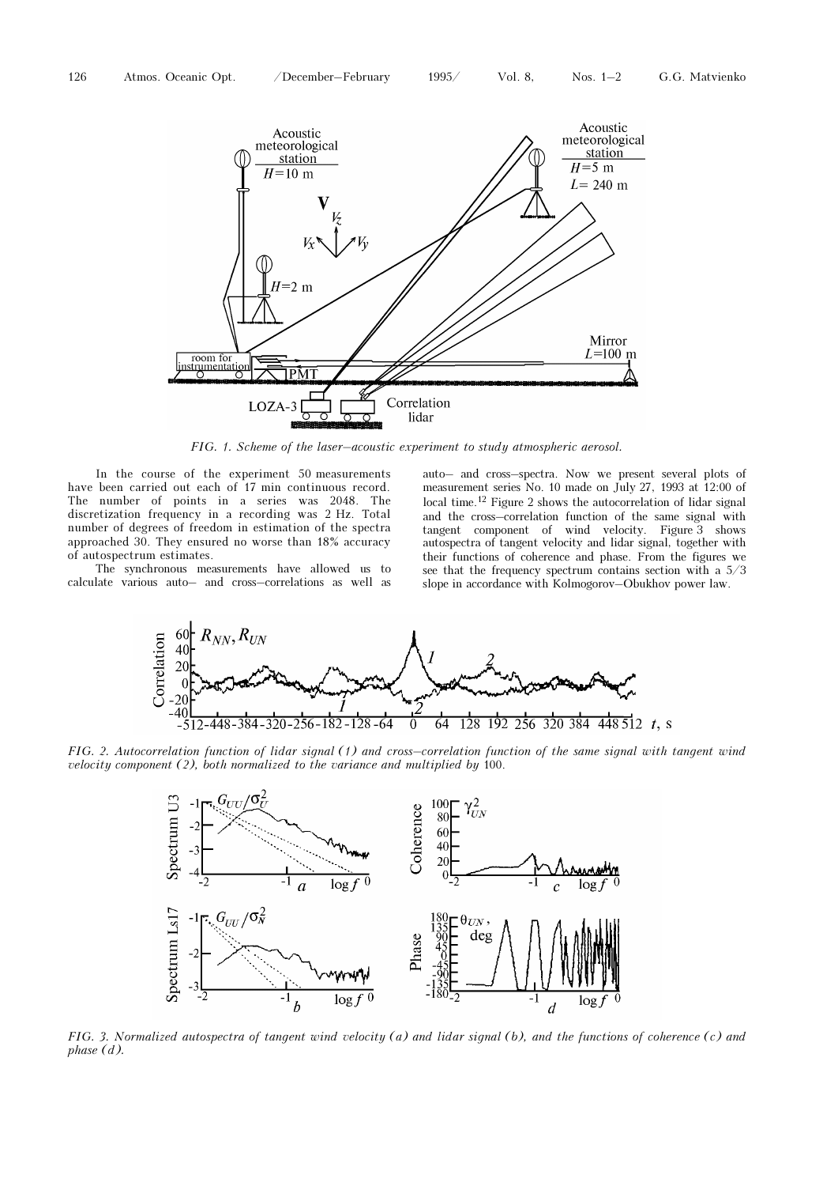FIG. 1. *Scheme of the laser–acoustic experiment to study atmospheric aerosol.*

In the course of the experiment 50 measurements have been carried out each of 17 min continuous record. The number of points in a series was 2048. The discretization frequency in a recording was 2 Hz. Total number of degrees of freedom in estimation of the spectra approached 30. They ensured no worse than 18% accuracy of autospectrum estimates.

The synchronous measurements have allowed us to calculate various auto– and cross–correlations as well as auto– and cross–spectra. Now we present several plots of measurement series No. 10 made on July 27, 1993 at 12:00 of local time.[12] Figure 2 shows the autocorrelation of lidar signal and the cross–correlation function of the same signal with tangent component of wind velocity. Figure 3 shows autospectra of tangent velocity and lidar signal, together with their functions of coherence and phase. From the figures we see that the frequency spectrum contains section with a 5/3 slope in accordance with Kolmogorov–Obukhov power law.

FIG. 2. *Autocorrelation function of lidar signal (1) and cross–correlation function of the same signal with tangent wind velocity component (2), both normalized to the variance and multiplied by* 100.

FIG. 3. *Normalized autospectra of tangent wind velocity (a) and lidar signal (b), and the functions of coherence (c) and phase (d).*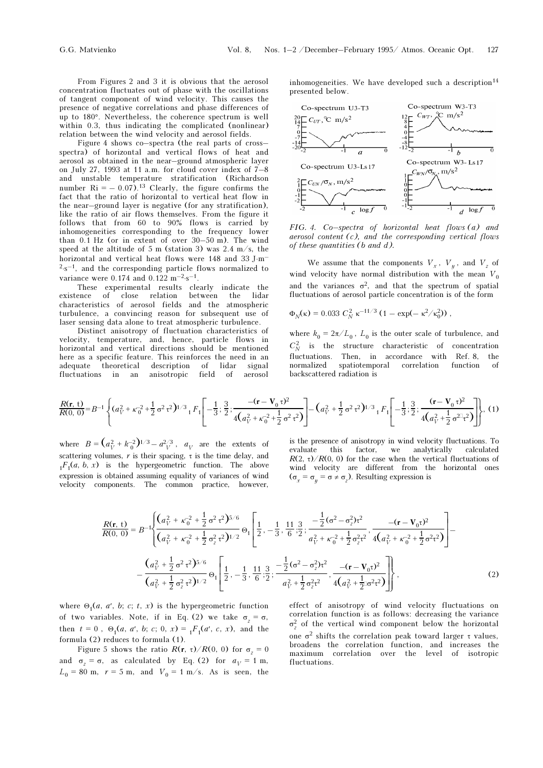From Figures 2 and 3 it is obvious that the aerosol concentration fluctuates out of phase with the oscillations of tangent component of wind velocity. This causes the presence of negative correlations and phase differences of up to 180°. Nevertheless, the coherence spectrum is well within 0.3, thus indicating the complicated (nonlinear) relation between the wind velocity and aerosol fields.

Figure 4 shows co–spectra (the real parts of cross–spectra) of horizontal and vertical flows of heat and aerosol as obtained in the near–ground atmospheric layer on July 27, 1993 at 11 a.m. for cloud cover index of 7–8 and unstable temperature stratification (Richardson number Ri = – 0.07).[13] Clearly, the figure confirms the fact that the ratio of horizontal to vertical heat flow in the near–ground layer is negative (for any stratification), like the ratio of air flows themselves. From the figure it follows that from 60 to 90% flows is carried by inhomogeneities corresponding to the frequency lower than 0.1 Hz (or in extent of over 30–50 m). The wind speed at the altitude of 5 m (station 3) was 2.4 m/s, the horizontal and vertical heat flows were 148 and 33 $\text{J}\cdot\text{m}^{-2}\cdot\text{s}^{-1}$, and the corresponding particle flows normalized to variance were 0.174 and 0.122 $\text{m}^{-2}\cdot\text{s}^{-1}$.

These experimental results clearly indicate the existence of close relation between the lidar characteristics of aerosol fields and the atmospheric turbulence, a convincing reason for subsequent use of laser sensing data alone to treat atmospheric turbulence.

Distinct anisotropy of fluctuation characteristics of velocity, temperature, and, hence, particle flows in horizontal and vertical directions should be mentioned here as a specific feature. This reinforces the need in an adequate theoretical description of lidar signal fluctuations in an anisotropic field of aerosol inhomogeneities. We have developed such a description[14] presented below.

FIG. 4. Co–spectra of horizontal heat flows (*a*) and aerosol content (*c*), and the corresponding vertical flows of these quantities (*b* and *d*).

We assume that the components $V_x$, $V_y$, and $V_z$ of wind velocity have normal distribution with the mean $V_0$ and the variances $\sigma^2$, and that the spectrum of spatial fluctuations of aerosol particle concentration is of the form

$$\Phi_N(\kappa) = 0.033\, C_N^2\, \kappa^{-11/3}\, (1 - \exp(-\kappa^2/\kappa_0^2)),$$

where $k_0 = 2\pi/L_0$, $L_0$ is the outer scale of turbulence, and $C_N^2$ is the structure characteristic of concentration fluctuations. Then, in accordance with Ref. 8, the normalized spatiotemporal correlation function of backscattered radiation is

$$\frac{R(\mathbf{r},\,t)}{R(0,\,0)} = B^{-1}\left\{\left(a_V^2 + \kappa_0^{-2} + \frac{1}{2}\sigma^2\tau^2\right)^{1/3} {}_1F_1\left[-\frac{1}{3};\frac{3}{2};\frac{-(\mathbf{r}-\mathbf{V}_0\tau)^2}{4\left(a_V^2+\kappa_0^{-2}+\frac{1}{2}\sigma^2\tau^2\right)}\right] - \left(a_V^2 + \frac{1}{2}\sigma^2\tau^2\right)^{1/3} {}_1F_1\left[-\frac{1}{3};\frac{3}{2};\frac{(\mathbf{r}-\mathbf{V}_0\tau)^2}{4\left(a_V^2+\frac{1}{2}\sigma^2\tau^2\right)}\right]\right\}, \quad (1)$$

where $B = \left(a_V^2 + k_0^{-2}\right)^{1/3} - a_V^{2/3}$, $a_V$ are the extents of scattering volumes, $r$ is their spacing, $\tau$ is the time delay, and ${}_1F_1(a, b, x)$ is the hypergeometric function. The above expression is obtained assuming equality of variances of wind velocity components. The common practice, however, is the presence of anisotropy in wind velocity fluctuations. To evaluate this factor, we analytically calculated $R(2, \tau)/R(0, 0)$ for the case when the vertical fluctuations of wind velocity are different from the horizontal ones ($\sigma_x = \sigma_y = \sigma \neq \sigma_z$). Resulting expression is

$$\frac{R(\mathbf{r},\,0)}{R(0,\,0)} = B^{-1}\left\{\frac{\left(a_V^2 + \kappa_0^{-2} + \frac{1}{2}\sigma^2\tau^2\right)^{5/6}}{\left(a_V^2 + \kappa_0^{-2} + \frac{1}{2}\sigma_z^2\tau^2\right)^{1/2}}\,\Theta_1\left[\frac{1}{2}, -\frac{1}{3}, \frac{11}{6};\frac{3}{2}; \frac{-\frac{1}{2}(\sigma^2-\sigma_z^2)\tau^2}{a_V^2+\kappa_0^{-2}+\frac{1}{2}\sigma_z^2\tau^2}, \frac{-(\mathbf{r}-\mathbf{V}_0\tau)^2}{4\left(a_V^2+\kappa_0^{-2}+\frac{1}{2}\sigma^2\tau^2\right)}\right] - \right.$$

$$\left. - \frac{\left(a_V^2 + \frac{1}{2}\sigma^2\tau^2\right)^{5/6}}{\left(a_V^2 + \frac{1}{2}\sigma_z^2\tau^2\right)^{1/2}}\,\Theta_1\left[\frac{1}{2}, -\frac{1}{3}, \frac{11}{6};\frac{3}{2}; \frac{-\frac{1}{2}(\sigma^2-\sigma_z^2)\tau^2}{a_V^2+\frac{1}{2}\sigma_z^2\tau^2}, \frac{-(\mathbf{r}-\mathbf{V}_0\tau)^2}{4\left(a_V^2+\frac{1}{2}\sigma^2\tau^2\right)}\right]\right\}, \quad (2)$$

where $\Theta_1(a, a', b; c; t, x)$ is the hypergeometric function of two variables. Note, if in Eq. (2) we take $\sigma_z = \sigma$, then $t = 0$, $\Theta_1(a, a', b; c; 0, x) = {}_1F_1(a', c, x)$, and the formula (2) reduces to formula (1).

Figure 5 shows the ratio $R(\mathbf{r}, \tau)/R(0, 0)$ for $\sigma_z = 0$ and $\sigma_z = \sigma$, as calculated by Eq. (2) for $a_V = 1$ m, $L_0 = 80$ m, $r = 5$ m, and $V_0 = 1$ m/s. As is seen, the effect of anisotropy of wind velocity fluctuations on correlation function is as follows: decreasing the variance $\sigma_z^2$ of the vertical wind component below the horizontal one $\sigma^2$ shifts the correlation peak toward larger $\tau$ values, broadens the correlation function, and increases the maximum correlation over the level of isotropic fluctuations.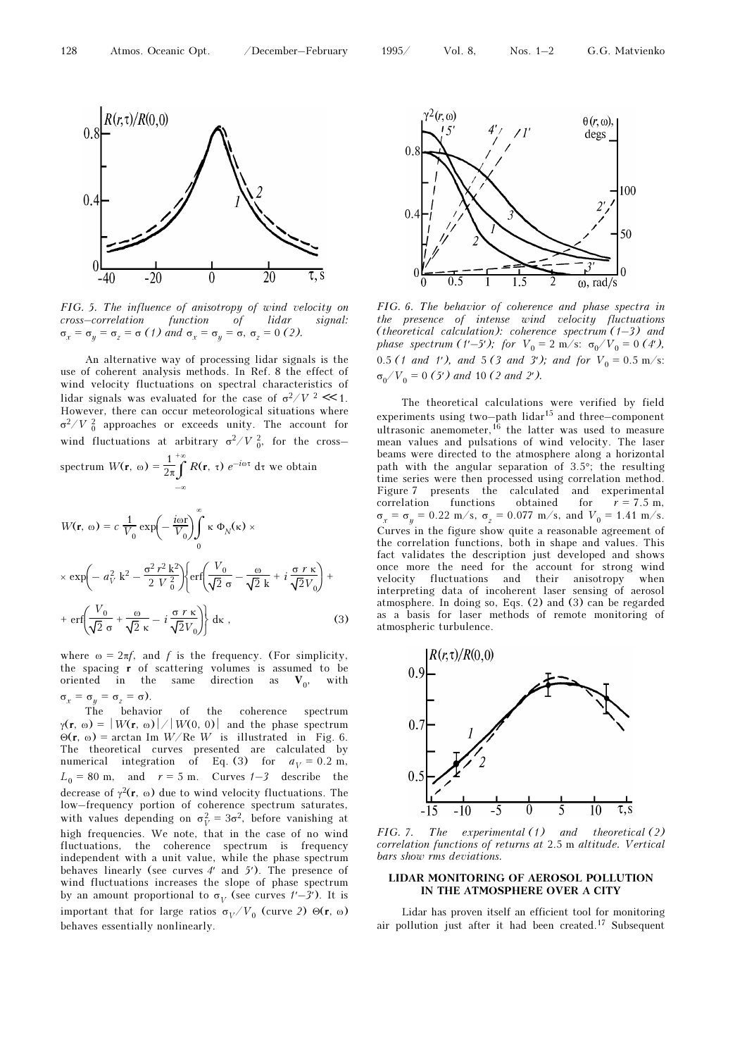FIG. 5. *The influence of anisotropy of wind velocity on cross–correlation function of lidar signal:* $\sigma_x = \sigma_y = \sigma_z = \sigma$ *(1) and* $\sigma_x = \sigma_y = \sigma$, $\sigma_z = 0$ *(2).*

An alternative way of processing lidar signals is the use of coherent analysis methods. In Ref. 8 the effect of wind velocity fluctuations on spectral characteristics of lidar signals was evaluated for the case of $\sigma^2/V^2 \ll 1$. However, there can occur meteorological situations where $\sigma^2/V_0^2$ approaches or exceeds unity. The account for wind fluctuations at arbitrary $\sigma^2/V_0^2$, for the cross–spectrum $W(\mathbf{r}, \omega) = \frac{1}{2\pi}\int\limits_{-\infty}^{+\infty} R(\mathbf{r}, \tau)\, e^{-i\omega\tau}\, d\tau$ we obtain

$$W(\mathbf{r}, \omega) = c\,\frac{1}{V_0}\exp\left(-\frac{i\omega r}{V_0}\right)\int\limits_0^{\infty} \kappa\,\Phi_N(\kappa) \times$$

$$\times \exp\left(-a_V^2\,k^2 - \frac{\sigma^2 r^2 k^2}{2\,V_0^2}\right)\left\{\mathrm{erf}\left(\frac{V_0}{\sqrt{2}\,\sigma} - \frac{\omega}{\sqrt{2}\,k} + i\,\frac{\sigma\,r\,\kappa}{\sqrt{2}V_0}\right) + \right.$$

$$\left. + \,\mathrm{erf}\left(\frac{V_0}{\sqrt{2}\,\sigma} + \frac{\omega}{\sqrt{2}\,\kappa} - i\,\frac{\sigma\,r\,\kappa}{\sqrt{2}V_0}\right)\right\} d\kappa\,, \qquad (3)$$

where $\omega = 2\pi f$, and $f$ is the frequency. (For simplicity, the spacing $\mathbf{r}$ of scattering volumes is assumed to be oriented in the same direction as $\mathbf{V}_0$, with $\sigma_x = \sigma_y = \sigma_z = \sigma$).

The behavior of the coherence spectrum $\gamma(\mathbf{r}, \omega) = |W(\mathbf{r}, \omega)|/|W(0, 0)|$ and the phase spectrum $\Theta(\mathbf{r}, \omega) = \arctan \mathrm{Im}\, W/\mathrm{Re}\, W$ is illustrated in Fig. 6. The theoretical curves presented are calculated by numerical integration of Eq. (3) for $a_V = 0.2$ m, $L_0 = 80$ m, and $r = 5$ m. Curves *1–3* describe the decrease of $\gamma^2(\mathbf{r}, \omega)$ due to wind velocity fluctuations. The low–frequency portion of coherence spectrum saturates, with values depending on $\sigma_V^2 = 3\sigma^2$, before vanishing at high frequencies. We note, that in the case of no wind fluctuations, the coherence spectrum is frequency independent with a unit value, while the phase spectrum behaves linearly (see curves *4′* and *5′*). The presence of wind fluctuations increases the slope of phase spectrum by an amount proportional to $\sigma_V$ (see curves *1′–3′*). It is important that for large ratios $\sigma_V/V_0$ (curve *2*) $\Theta(\mathbf{r}, \omega)$ behaves essentially nonlinearly.

FIG. 6. *The behavior of coherence and phase spectra in the presence of intense wind velocity fluctuations (theoretical calculation): coherence spectrum (1–3) and phase spectrum (1′–5′); for* $V_0 = 2$ m/s: $\sigma_0/V_0 = 0$ *(4′), 0.5 (1 and 1′), and 5 (3 and 3′); and for* $V_0 = 0.5$ m/s: $\sigma_0/V_0 = 0$ *(5′) and 10 (2 and 2′).*

The theoretical calculations were verified by field experiments using two–path lidar[15] and three–component ultrasonic anemometer,[16] the latter was used to measure mean values and pulsations of wind velocity. The laser beams were directed to the atmosphere along a horizontal path with the angular separation of 3.5°; the resulting time series were then processed using correlation method. Figure 7 presents the calculated and experimental correlation functions obtained for $r = 7.5$ m, $\sigma_x = \sigma_y = 0.22$ m/s, $\sigma_z = 0.077$ m/s, and $V_0 = 1.41$ m/s. Curves in the figure show quite a reasonable agreement of the correlation functions, both in shape and values. This fact validates the description just developed and shows once more the need for the account for strong wind velocity fluctuations and their anisotropy when interpreting data of incoherent laser sensing of aerosol atmosphere. In doing so, Eqs. (2) and (3) can be regarded as a basis for laser methods of remote monitoring of atmospheric turbulence.

FIG. 7. *The experimental (1) and theoretical (2) correlation functions of returns at 2.5 m altitude. Vertical bars show rms deviations.*

## LIDAR MONITORING OF AEROSOL POLLUTION IN THE ATMOSPHERE OVER A CITY

Lidar has proven itself an efficient tool for monitoring air pollution just after it had been created.[17] Subsequent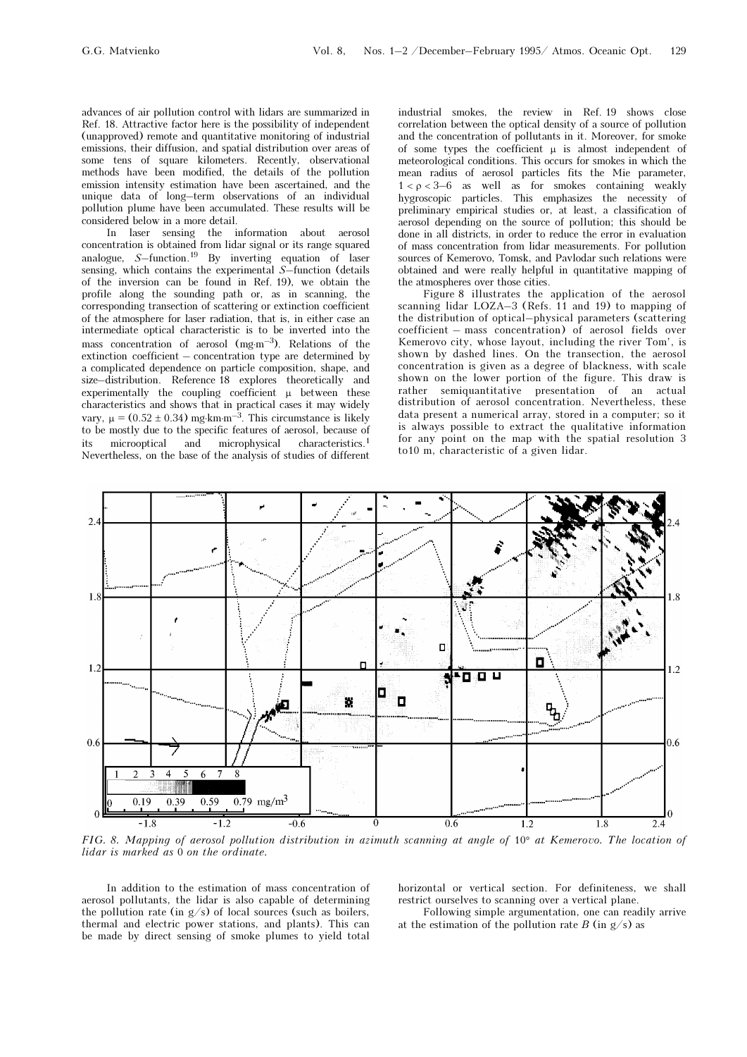advances of air pollution control with lidars are summarized in Ref. 18. Attractive factor here is the possibility of independent (unapproved) remote and quantitative monitoring of industrial emissions, their diffusion, and spatial distribution over areas of some tens of square kilometers. Recently, observational methods have been modified, the details of the pollution emission intensity estimation have been ascertained, and the unique data of long–term observations of an individual pollution plume have been accumulated. These results will be considered below in a more detail.

In laser sensing the information about aerosol concentration is obtained from lidar signal or its range squared analogue, $S$–function.[19] By inverting equation of laser sensing, which contains the experimental $S$–function (details of the inversion can be found in Ref. 19), we obtain the profile along the sounding path or, as in scanning, the corresponding transection of scattering or extinction coefficient of the atmosphere for laser radiation, that is, in either case an intermediate optical characteristic is to be inverted into the mass concentration of aerosol ($mg \cdot m^{-3}$). Relations of the extinction coefficient – concentration type are determined by a complicated dependence on particle composition, shape, and size–distribution. Reference 18 explores theoretically and experimentally the coupling coefficient $\mu$ between these characteristics and shows that in practical cases it may widely vary, $\mu = (0.52 \pm 0.34)\ mg \cdot km \cdot m^{-3}$. This circumstance is likely to be mostly due to the specific features of aerosol, because of its microoptical and microphysical characteristics.[1] Nevertheless, on the base of the analysis of studies of different industrial smokes, the review in Ref. 19 shows close correlation between the optical density of a source of pollution and the concentration of pollutants in it. Moreover, for smoke of some types the coefficient $\mu$ is almost independent of meteorological conditions. This occurs for smokes in which the mean radius of aerosol particles fits the Mie parameter, $1 < \rho < 3$–$6$ as well as for smokes containing weakly hygroscopic particles. This emphasizes the necessity of preliminary empirical studies or, at least, a classification of aerosol depending on the source of pollution; this should be done in all districts, in order to reduce the error in evaluation of mass concentration from lidar measurements. For pollution sources of Kemerovo, Tomsk, and Pavlodar such relations were obtained and were really helpful in quantitative mapping of the atmospheres over those cities.

Figure 8 illustrates the application of the aerosol scanning lidar LOZA–3 (Refs. 11 and 19) to mapping of the distribution of optical–physical parameters (scattering coefficient – mass concentration) of aerosol fields over Kemerovo city, whose layout, including the river Tom', is shown by dashed lines. On the transection, the aerosol concentration is given as a degree of blackness, with scale shown on the lower portion of the figure. This draw is rather semiquantitative presentation of an actual distribution of aerosol concentration. Nevertheless, these data present a numerical array, stored in a computer; so it is always possible to extract the qualitative information for any point on the map with the spatial resolution 3 to10 m, characteristic of a given lidar.

*FIG. 8. Mapping of aerosol pollution distribution in azimuth scanning at angle of 10° at Kemerovo. The location of lidar is marked as 0 on the ordinate.*

In addition to the estimation of mass concentration of aerosol pollutants, the lidar is also capable of determining the pollution rate (in g/s) of local sources (such as boilers, thermal and electric power stations, and plants). This can be made by direct sensing of smoke plumes to yield total horizontal or vertical section. For definiteness, we shall restrict ourselves to scanning over a vertical plane.

Following simple argumentation, one can readily arrive at the estimation of the pollution rate $B$ (in g/s) as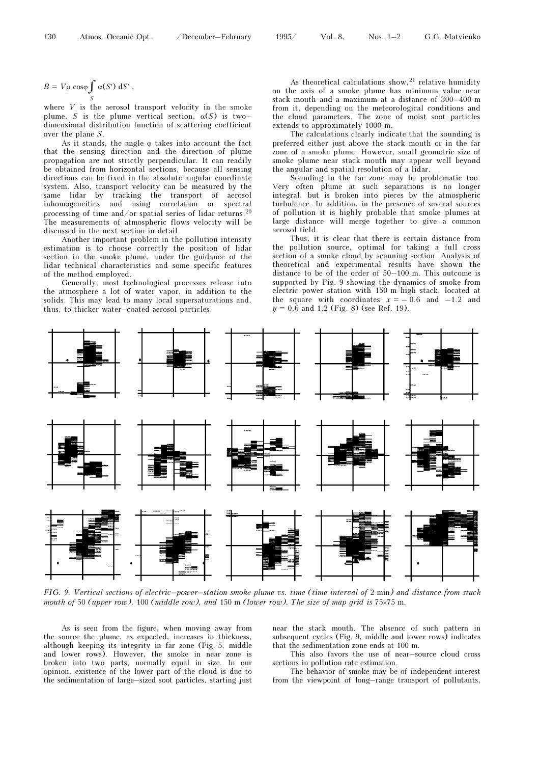$$B = V\mu \cos\varphi \int_S \alpha(S')\, dS' ,$$

where $V$ is the aerosol transport velocity in the smoke plume, $S$ is the plume vertical section, $\alpha(S)$ is two–dimensional distribution function of scattering coefficient over the plane $S$.

As it stands, the angle $\varphi$ takes into account the fact that the sensing direction and the direction of plume propagation are not strictly perpendicular. It can readily be obtained from horizontal sections, because all sensing directions can be fixed in the absolute angular coordinate system. Also, transport velocity can be measured by the same lidar by tracking the transport of aerosol inhomogeneities and using correlation or spectral processing of time and/or spatial series of lidar returns.[20] The measurements of atmospheric flows velocity will be discussed in the next section in detail.

Another important problem in the pollution intensity estimation is to choose correctly the position of lidar section in the smoke plume, under the guidance of the lidar technical characteristics and some specific features of the method employed.

Generally, most technological processes release into the atmosphere a lot of water vapor, in addition to the solids. This may lead to many local supersaturations and, thus, to thicker water–coated aerosol particles.

As theoretical calculations show,[21] relative humidity on the axis of a smoke plume has minimum value near stack mouth and a maximum at a distance of 300–400 m from it, depending on the meteorological conditions and the cloud parameters. The zone of moist soot particles extends to approximately 1000 m.

The calculations clearly indicate that the sounding is preferred either just above the stack mouth or in the far zone of a smoke plume. However, small geometric size of smoke plume near stack mouth may appear well beyond the angular and spatial resolution of a lidar.

Sounding in the far zone may be problematic too. Very often plume at such separations is no longer integral, but is broken into pieces by the atmospheric turbulence. In addition, in the presence of several sources of pollution it is highly probable that smoke plumes at large distance will merge together to give a common aerosol field.

Thus, it is clear that there is certain distance from the pollution source, optimal for taking a full cross section of a smoke cloud by scanning section. Analysis of theoretical and experimental results have shown the distance to be of the order of 50–100 m. This outcome is supported by Fig. 9 showing the dynamics of smoke from electric power station with 150 m high stack, located at the square with coordinates $x = -0.6$ and $-1.2$ and $y = 0.6$ and $1.2$ (Fig. 8) (see Ref. 19).

*FIG. 9. Vertical sections of electric–power–station smoke plume vs. time (time interval of* 2 min*) and distance from stack mouth of* 50 *(upper row),* 100 *(middle row), and* 150 m *(lower row). The size of map grid is* 75×75 m.

As is seen from the figure, when moving away from the source the plume, as expected, increases in thickness, although keeping its integrity in far zone (Fig. 5, middle and lower rows). However, the smoke in near zone is broken into two parts, normally equal in size. In our opinion, existence of the lower part of the cloud is due to the sedimentation of large–sized soot particles, starting just near the stack mouth. The absence of such pattern in subsequent cycles (Fig. 9, middle and lower rows) indicates that the sedimentation zone ends at 100 m.

This also favors the use of near–source cloud cross sections in pollution rate estimation.

The behavior of smoke may be of independent interest from the viewpoint of long–range transport of pollutants,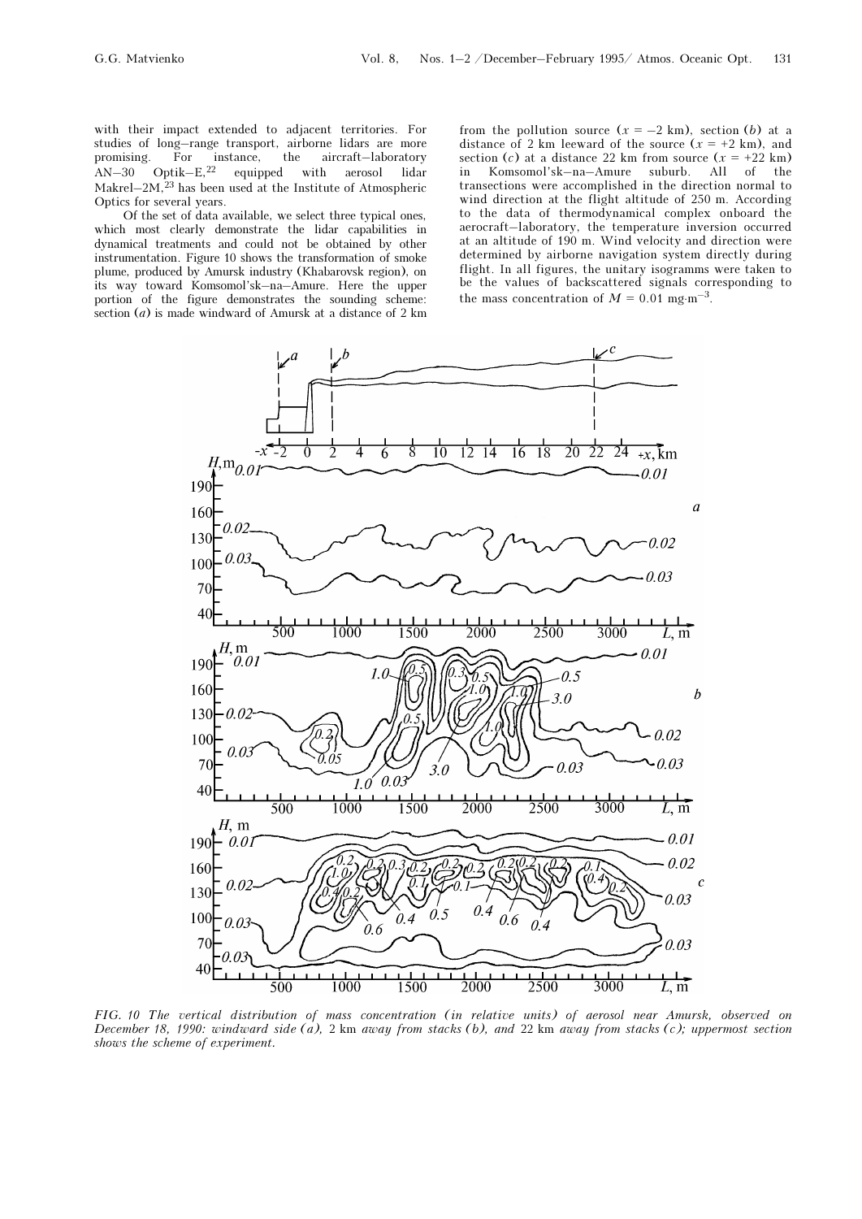with their impact extended to adjacent territories. For studies of long–range transport, airborne lidars are more promising. For instance, the aircraft–laboratory AN–30 Optik–E,[22] equipped with aerosol lidar Makrel–2M,[23] has been used at the Institute of Atmospheric Optics for several years.

Of the set of data available, we select three typical ones, which most clearly demonstrate the lidar capabilities in dynamical treatments and could not be obtained by other instrumentation. Figure 10 shows the transformation of smoke plume, produced by Amursk industry (Khabarovsk region), on its way toward Komsomol'sk–na–Amure. Here the upper portion of the figure demonstrates the sounding scheme: section (*a*) is made windward of Amursk at a distance of 2 km from the pollution source ($x = -2$ km), section (*b*) at a distance of 2 km leeward of the source ($x = +2$ km), and section (*c*) at a distance 22 km from source ($x = +22$ km) in Komsomol'sk–na–Amure suburb. All of the transections were accomplished in the direction normal to wind direction at the flight altitude of 250 m. According to the data of thermodynamical complex onboard the aerocraft–laboratory, the temperature inversion occurred at an altitude of 190 m. Wind velocity and direction were determined by airborne navigation system directly during flight. In all figures, the unitary isogramms were taken to be the values of backscattered signals corresponding to the mass concentration of $M = 0.01$ mg·m$^{-3}$.

*FIG. 10 The vertical distribution of mass concentration (in relative units) of aerosol near Amursk, observed on December 18, 1990: windward side (a),* 2 km *away from stacks (b), and* 22 km *away from stacks (c); uppermost section shows the scheme of experiment.*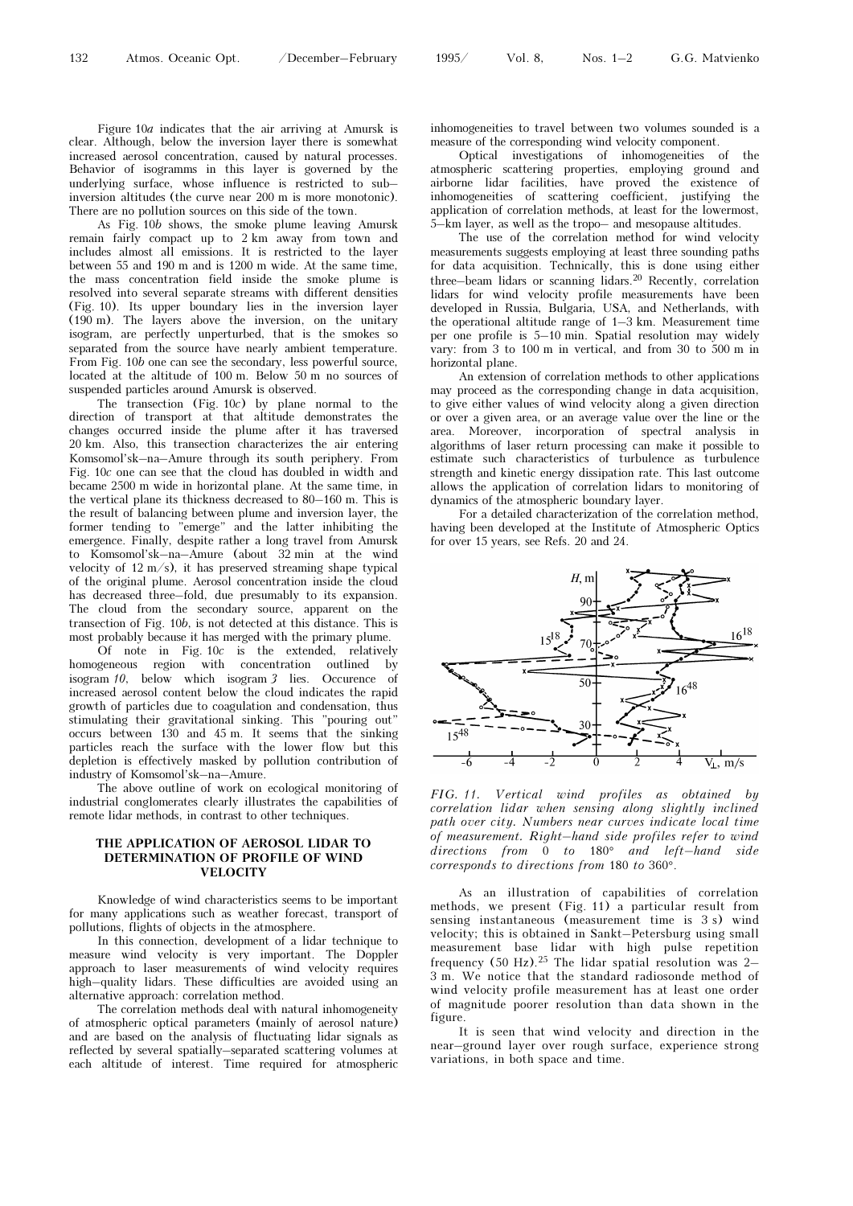Figure 10*a* indicates that the air arriving at Amursk is clear. Although, below the inversion layer there is somewhat increased aerosol concentration, caused by natural processes. Behavior of isogramms in this layer is governed by the underlying surface, whose influence is restricted to sub–inversion altitudes (the curve near 200 m is more monotonic). There are no pollution sources on this side of the town.

As Fig. 10*b* shows, the smoke plume leaving Amursk remain fairly compact up to 2 km away from town and includes almost all emissions. It is restricted to the layer between 55 and 190 m and is 1200 m wide. At the same time, the mass concentration field inside the smoke plume is resolved into several separate streams with different densities (Fig. 10). Its upper boundary lies in the inversion layer (190 m). The layers above the inversion, on the unitary isogram, are perfectly unperturbed, that is the smokes so separated from the source have nearly ambient temperature. From Fig. 10*b* one can see the secondary, less powerful source, located at the altitude of 100 m. Below 50 m no sources of suspended particles around Amursk is observed.

The transection (Fig. 10*c*) by plane normal to the direction of transport at that altitude demonstrates the changes occurred inside the plume after it has traversed 20 km. Also, this transection characterizes the air entering Komsomol'sk–na–Amure through its south periphery. From Fig. 10*c* one can see that the cloud has doubled in width and became 2500 m wide in horizontal plane. At the same time, in the vertical plane its thickness decreased to 40–160 m. This is the result of balancing between plume and inversion layer, the former tending to "emerge" and the latter inhibiting the emergence. Finally, despite rather a long travel from Amursk to Komsomol'sk–na–Amure (about 32 min at the wind velocity of 12 m/s), it has preserved streaming shape typical of the original plume. Aerosol concentration inside the cloud has decreased three–fold, due presumably to its expansion. The cloud from the secondary source, apparent on the transection of Fig. 10*b*, is not detected at this distance. This is most probably because it has merged with the primary plume.

Of note in Fig. 10*c* is the extended, relatively homogeneous region with concentration outlined by isogram *10*, below which isogram *3* lies. Occurence of increased aerosol content below the cloud indicates the rapid growth of particles due to coagulation and condensation, thus stimulating their gravitational sinking. This "pouring out" occurs between 130 and 45 m. It seems that the sinking particles reach the surface with the lower flow but this depletion is effectively masked by pollution contribution of industry of Komsomol'sk–na–Amure.

The above outline of work on ecological monitoring of industrial conglomerates clearly illustrates the capabilities of remote lidar methods, in contrast to other techniques.

## THE APPLICATION OF AEROSOL LIDAR TO DETERMINATION OF PROFILE OF WIND VELOCITY

Knowledge of wind characteristics seems to be important for many applications such as weather forecast, transport of pollutions, flights of objects in the atmosphere.

In this connection, development of a lidar technique to measure wind velocity is very important. The Doppler approach to laser measurements of wind velocity requires high–quality lidars. These difficulties are avoided using an alternative approach: correlation method.

The correlation methods deal with natural inhomogeneity of atmospheric optical parameters (mainly of aerosol nature) and are based on the analysis of fluctuating lidar signals as reflected by several spatially–separated scattering volumes at each altitude of interest. Time required for atmospheric inhomogeneities to travel between two volumes sounded is a measure of the corresponding wind velocity component.

Optical investigations of inhomogeneities of the atmospheric scattering properties, employing ground and airborne lidar facilities, have proved the existence of inhomogeneities of scattering coefficient, justifying the application of correlation methods, at least for the lowermost, 5–km layer, as well as the tropo– and mesopause altitudes.

The use of the correlation method for wind velocity measurements suggests employing at least three sounding paths for data acquisition. Technically, this is done using either three–beam lidars or scanning lidars.[20] Recently, correlation lidars for wind velocity profile measurements have been developed in Russia, Bulgaria, USA, and Netherlands, with the operational altitude range of 1–3 km. Measurement time per one profile is 5–10 min. Spatial resolution may widely vary: from 3 to 100 m in vertical, and from 30 to 500 m in horizontal plane.

An extension of correlation methods to other applications may proceed as the corresponding change in data acquisition, to give either values of wind velocity along a given direction or over a given area, or an average value over the line or the area. Moreover, incorporation of spectral analysis in algorithms of laser return processing can make it possible to estimate such characteristics of turbulence as turbulence strength and kinetic energy dissipation rate. This last outcome allows the application of correlation lidars to monitoring of dynamics of the atmospheric boundary layer.

For a detailed characterization of the correlation method, having been developed at the Institute of Atmospheric Optics for over 15 years, see Refs. 20 and 24.

*FIG. 11. Vertical wind profiles as obtained by correlation lidar when sensing along slightly inclined path over city. Numbers near curves indicate local time of measurement. Right–hand side profiles refer to wind directions from 0 to 180° and left–hand side corresponds to directions from 180 to 360°.*

As an illustration of capabilities of correlation methods, we present (Fig. 11) a particular result from sensing instantaneous (measurement time is 3 s) wind velocity; this is obtained in Sankt–Petersburg using small measurement base lidar with high pulse repetition frequency (50 Hz).[25] The lidar spatial resolution was 2–3 m. We notice that the standard radiosonde method of wind velocity profile measurement has at least one order of magnitude poorer resolution than data shown in the figure.

It is seen that wind velocity and direction in the near–ground layer over rough surface, experience strong variations, in both space and time.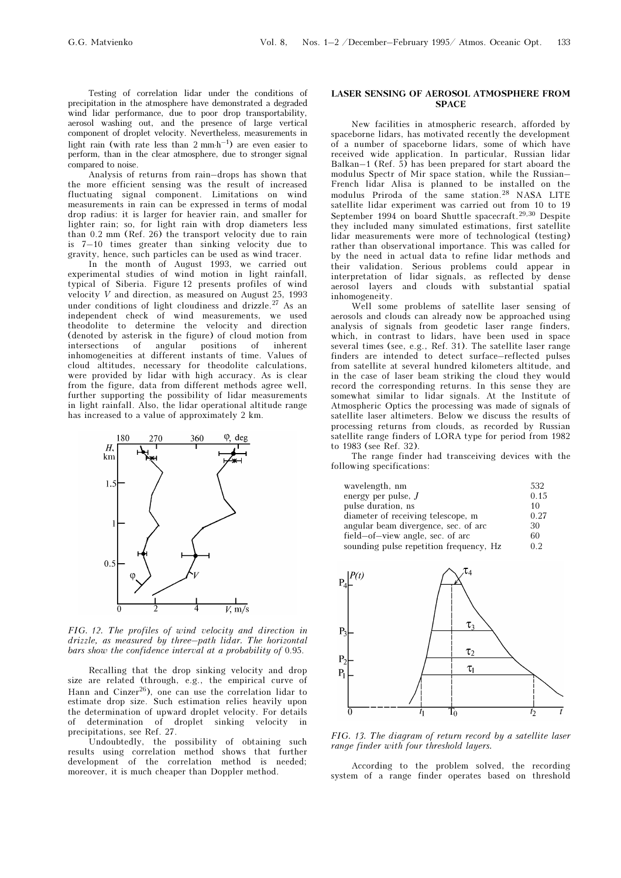Testing of correlation lidar under the conditions of precipitation in the atmosphere have demonstrated a degraded wind lidar performance, due to poor drop transportability, aerosol washing out, and the presence of large vertical component of droplet velocity. Nevertheless, measurements in light rain (with rate less than 2 mm·h$^{-1}$) are even easier to perform, than in the clear atmosphere, due to stronger signal compared to noise.

Analysis of returns from rain–drops has shown that the more efficient sensing was the result of increased fluctuating signal component. Limitations on wind measurements in rain can be expressed in terms of modal drop radius: it is larger for heavier rain, and smaller for lighter rain; so, for light rain with drop diameters less than 0.2 mm (Ref. 26) the transport velocity due to rain is 7–10 times greater than sinking velocity due to gravity, hence, such particles can be used as wind tracer.

In the month of August 1993, we carried out experimental studies of wind motion in light rainfall, typical of Siberia. Figure 12 presents profiles of wind velocity $V$ and direction, as measured on August 25, 1993 under conditions of light cloudiness and drizzle.[27] As an independent check of wind measurements, we used theodolite to determine the velocity and direction (denoted by asterisk in the figure) of cloud motion from intersections of angular positions of inherent inhomogeneities at different instants of time. Values of cloud altitudes, necessary for theodolite calculations, were provided by lidar with high accuracy. As is clear from the figure, data from different methods agree well, further supporting the possibility of lidar measurements in light rainfall. Also, the lidar operational altitude range has increased to a value of approximately 2 km.

*FIG. 12. The profiles of wind velocity and direction in drizzle, as measured by three–path lidar. The horizontal bars show the confidence interval at a probability of 0.95.*

Recalling that the drop sinking velocity and drop size are related (through, e.g., the empirical curve of Hann and Cinzer[26]), one can use the correlation lidar to estimate drop size. Such estimation relies heavily upon the determination of upward droplet velocity. For details of determination of droplet sinking velocity in precipitations, see Ref. 27.

Undoubtedly, the possibility of obtaining such results using correlation method shows that further development of the correlation method is needed; moreover, it is much cheaper than Doppler method.

## LASER SENSING OF AEROSOL ATMOSPHERE FROM SPACE

New facilities in atmospheric research, afforded by spaceborne lidars, has motivated recently the development of a number of spaceborne lidars, some of which have received wide application. In particular, Russian lidar Balkan–1 (Ref. 5) has been prepared for start aboard the modulus Spectr of Mir space station, while the Russian–French lidar Alisa is planned to be installed on the modulus Priroda of the same station.[28] NASA LITE satellite lidar experiment was carried out from 10 to 19 September 1994 on board Shuttle spacecraft.[29,30] Despite they included many simulated estimations, first satellite lidar measurements were more of technological (testing) rather than observational importance. This was called for by the need in actual data to refine lidar methods and their validation. Serious problems could appear in interpretation of lidar signals, as reflected by dense aerosol layers and clouds with substantial spatial inhomogeneity.

Well some problems of satellite laser sensing of aerosols and clouds can already now be approached using analysis of signals from geodetic laser range finders, which, in contrast to lidars, have been used in space several times (see, e.g., Ref. 31). The satellite laser range finders are intended to detect surface–reflected pulses from satellite at several hundred kilometers altitude, and in the case of laser beam striking the cloud they would record the corresponding returns. In this sense they are somewhat similar to lidar signals. At the Institute of Atmospheric Optics the processing was made of signals of satellite laser altimeters. Below we discuss the results of processing returns from clouds, as recorded by Russian satellite range finders of LORA type for period from 1982 to 1983 (see Ref. 32).

The range finder had transceiving devices with the following specifications:

| | |
|---|---|
| wavelength, nm | 532 |
| energy per pulse, *J* | 0.15 |
| pulse duration, ns | 10 |
| diameter of receiving telescope, m | 0.27 |
| angular beam divergence, sec. of arc | 30 |
| field–of–view angle, sec. of arc | 60 |
| sounding pulse repetition frequency, Hz | 0.2 |

*FIG. 13. The diagram of return record by a satellite laser range finder with four threshold layers.*

According to the problem solved, the recording system of a range finder operates based on threshold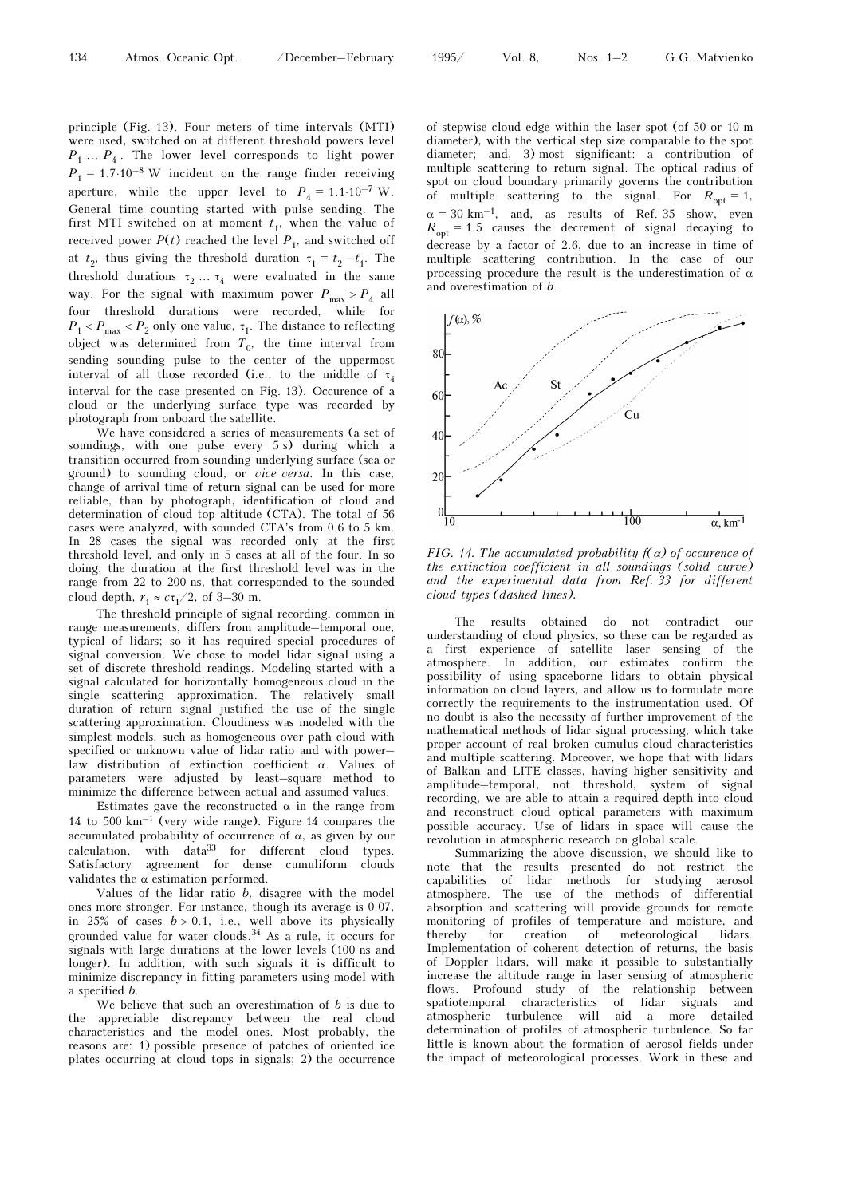principle (Fig. 13). Four meters of time intervals (MTI) were used, switched on at different threshold powers level $P_1 \ldots P_4$. The lower level corresponds to light power $P_1 = 1.7 \cdot 10^{-8}$ W incident on the range finder receiving aperture, while the upper level to $P_4 = 1.1 \cdot 10^{-7}$ W. General time counting started with pulse sending. The first MTI switched on at moment $t_1$, when the value of received power $P(t)$ reached the level $P_1$, and switched off at $t_2$, thus giving the threshold duration $\tau_1 = t_2 - t_1$. The threshold durations $\tau_2 \ldots \tau_4$ were evaluated in the same way. For the signal with maximum power $P_{max} > P_4$ all four threshold durations were recorded, while for $P_1 < P_{max} < P_2$ only one value, $\tau_1$. The distance to reflecting object was determined from $T_0$, the time interval from sending sounding pulse to the center of the uppermost interval of all those recorded (i.e., to the middle of $\tau_4$ interval for the case presented on Fig. 13). Occurence of a cloud or the underlying surface type was recorded by photograph from onboard the satellite.

We have considered a series of measurements (a set of soundings, with one pulse every 5 s) during which a transition occurred from sounding underlying surface (sea or ground) to sounding cloud, or *vice versa*. In this case, change of arrival time of return signal can be used for more reliable, than by photograph, identification of cloud and determination of cloud top altitude (CTA). The total of 56 cases were analyzed, with sounded CTA's from 0.6 to 5 km. In 28 cases the signal was recorded only at the first threshold level, and only in 5 cases at all of the four. In so doing, the duration at the first threshold level was in the range from 22 to 200 ns, that corresponded to the sounded cloud depth, $r_1 \approx c\tau_1/2$, of 3–30 m.

The threshold principle of signal recording, common in range measurements, differs from amplitude–temporal one, typical of lidars; so it has required special procedures of signal conversion. We chose to model lidar signal using a set of discrete threshold readings. Modeling started with a signal calculated for horizontally homogeneous cloud in the single scattering approximation. The relatively small duration of return signal justified the use of the single scattering approximation. Cloudiness was modeled with the simplest models, such as homogeneous over path cloud with specified or unknown value of lidar ratio and with power–law distribution of extinction coefficient α. Values of parameters were adjusted by least–square method to minimize the difference between actual and assumed values.

Estimates gave the reconstructed α in the range from 14 to 500 km$^{-1}$ (very wide range). Figure 14 compares the accumulated probability of occurrence of α, as given by our calculation, with data[33] for different cloud types. Satisfactory agreement for dense cumuliform clouds validates the α estimation performed.

Values of the lidar ratio *b*, disagree with the model ones more stronger. For instance, though its average is 0.07, in 25% of cases $b > 0.1$, i.e., well above its physically grounded value for water clouds.[34] As a rule, it occurs for signals with large durations at the lower levels (100 ns and longer). In addition, with such signals it is difficult to minimize discrepancy in fitting parameters using model with a specified *b*.

We believe that such an overestimation of *b* is due to the appreciable discrepancy between the real cloud characteristics and the model ones. Most probably, the reasons are: 1) possible presence of patches of oriented ice plates occurring at cloud tops in signals; 2) the occurrence of stepwise cloud edge within the laser spot (of 50 or 10 m diameter), with the vertical step size comparable to the spot diameter; and, 3) most significant: a contribution of multiple scattering to return signal. The optical radius of spot on cloud boundary primarily governs the contribution of multiple scattering to the signal. For $R_{opt} = 1$, $\alpha = 30$ km$^{-1}$, and, as results of Ref. 35 show, even $R_{opt} = 1.5$ causes the decrement of signal decaying to decrease by a factor of 2.6, due to an increase in time of multiple scattering contribution. In the case of our processing procedure the result is the underestimation of α and overestimation of *b*.

*FIG. 14. The accumulated probability f(α) of occurence of the extinction coefficient in all soundings (solid curve) and the experimental data from Ref. 33 for different cloud types (dashed lines).*

The results obtained do not contradict our understanding of cloud physics, so these can be regarded as a first experience of satellite laser sensing of the atmosphere. In addition, our estimates confirm the possibility of using spaceborne lidars to obtain physical information on cloud layers, and allow us to formulate more correctly the requirements to the instrumentation used. Of no doubt is also the necessity of further improvement of the mathematical methods of lidar signal processing, which take proper account of real broken cumulus cloud characteristics and multiple scattering. Moreover, we hope that with lidars of Balkan and LITE classes, having higher sensitivity and amplitude–temporal, not threshold, system of signal recording, we are able to attain a required depth into cloud and reconstruct cloud optical parameters with maximum possible accuracy. Use of lidars in space will cause the revolution in atmospheric research on global scale.

Summarizing the above discussion, we should like to note that the results presented do not restrict the capabilities of lidar methods for studying aerosol atmosphere. The use of the methods of differential absorption and scattering will provide grounds for remote monitoring of profiles of temperature and moisture, and thereby for creation of meteorological lidars. Implementation of coherent detection of returns, the basis of Doppler lidars, will make it possible to substantially increase the altitude range in laser sensing of atmospheric flows. Profound study of the relationship between spatiotemporal characteristics of lidar signals and atmospheric turbulence will aid a more detailed determination of profiles of atmospheric turbulence. So far little is known about the formation of aerosol fields under the impact of meteorological processes. Work in these and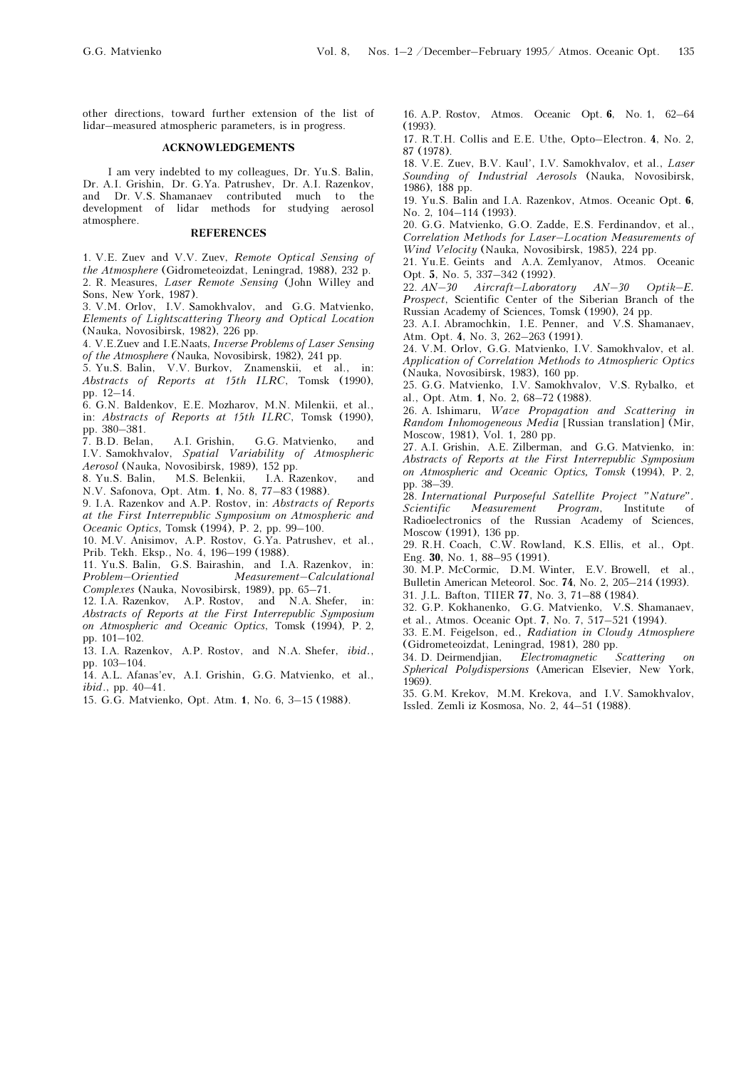other directions, toward further extension of the list of lidar–measured atmospheric parameters, is in progress.

## ACKNOWLEDGEMENTS

I am very indebted to my colleagues, Dr. Yu.S. Balin, Dr. A.I. Grishin, Dr. G.Ya. Patrushev, Dr. A.I. Razenkov, and Dr. V.S. Shamanaev contributed much to the development of lidar methods for studying aerosol atmosphere.

## REFERENCES

1. V.E. Zuev and V.V. Zuev, *Remote Optical Sensing of the Atmosphere* (Gidrometeoizdat, Leningrad, 1988), 232 p.
2. R. Measures, *Laser Remote Sensing* (John Willey and Sons, New York, 1987).
3. V.M. Orlov, I.V. Samokhvalov, and G.G. Matvienko, *Elements of Lightscattering Theory and Optical Location* (Nauka, Novosibirsk, 1982), 226 pp.
4. V.E.Zuev and I.E.Naats, *Inverse Problems of Laser Sensing of the Atmosphere* (Nauka, Novosibirsk, 1982), 241 pp.
5. Yu.S. Balin, V.V. Burkov, Znamenskii, et al., in: *Abstracts of Reports at 15th ILRC*, Tomsk (1990), pp. 12–14.
6. G.N. Baldenkov, E.E. Mozharov, M.N. Milenkii, et al., in: *Abstracts of Reports at 15th ILRC*, Tomsk (1990), pp. 380–381.
7. B.D. Belan, A.I. Grishin, G.G. Matvienko, and I.V. Samokhvalov, *Spatial Variability of Atmospheric Aerosol* (Nauka, Novosibirsk, 1989), 152 pp.
8. Yu.S. Balin, M.S. Belenkii, I.A. Razenkov, and N.V. Safonova, Opt. Atm. **1**, No. 8, 77–83 (1988).
9. I.A. Razenkov and A.P. Rostov, in: *Abstracts of Reports at the First Interrepublic Symposium on Atmospheric and Oceanic Optics*, Tomsk (1994), P. 2, pp. 99–100.
10. M.V. Anisimov, A.P. Rostov, G.Ya. Patrushev, et al., Prib. Tekh. Eksp., No. 4, 196–199 (1988).
11. Yu.S. Balin, G.S. Bairashin, and I.A. Razenkov, in: *Problem–Orientied Measurement–Calculational Complexes* (Nauka, Novosibirsk, 1989), pp. 65–71.
12. I.A. Razenkov, A.P. Rostov, and N.A. Shefer, in: *Abstracts of Reports at the First Interrepublic Symposium on Atmospheric and Oceanic Optics*, Tomsk (1994), P. 2, pp. 101–102.
13. I.A. Razenkov, A.P. Rostov, and N.A. Shefer, *ibid.*, pp. 103–104.
14. A.L. Afanas'ev, A.I. Grishin, G.G. Matvienko, et al., *ibid.*, pp. 40–41.
15. G.G. Matvienko, Opt. Atm. **1**, No. 6, 3–15 (1988).
16. A.P. Rostov, Atmos. Oceanic Opt. **6**, No. 1, 62–64 (1993).
17. R.T.H. Collis and E.E. Uthe, Opto–Electron. **4**, No. 2, 87 (1978).
18. V.E. Zuev, B.V. Kaul', I.V. Samokhvalov, et al., *Laser Sounding of Industrial Aerosols* (Nauka, Novosibirsk, 1986), 188 pp.
19. Yu.S. Balin and I.A. Razenkov, Atmos. Oceanic Opt. **6**, No. 2, 104–114 (1993).
20. G.G. Matvienko, G.O. Zadde, E.S. Ferdinandov, et al., *Correlation Methods for Laser–Location Measurements of Wind Velocity* (Nauka, Novosibirsk, 1985), 224 pp.
21. Yu.E. Geints and A.A. Zemlyanov, Atmos. Oceanic Opt. **5**, No. 5, 337–342 (1992).
22. *AN–30 Aircraft–Laboratory AN–30 Optik–E. Prospect*, Scientific Center of the Siberian Branch of the Russian Academy of Sciences, Tomsk (1990), 24 pp.
23. A.I. Abramochkin, I.E. Penner, and V.S. Shamanaev, Atm. Opt. **4**, No. 3, 262–263 (1991).
24. V.M. Orlov, G.G. Matvienko, I.V. Samokhvalov, et al. *Application of Correlation Methods to Atmospheric Optics* (Nauka, Novosibirsk, 1983), 160 pp.
25. G.G. Matvienko, I.V. Samokhvalov, V.S. Rybalko, et al., Opt. Atm. **1**, No. 2, 68–72 (1988).
26. A. Ishimaru, *Wave Propagation and Scattering in Random Inhomogeneous Media* [Russian translation] (Mir, Moscow, 1981), Vol. 1, 280 pp.
27. A.I. Grishin, A.E. Zilberman, and G.G. Matvienko, in: *Abstracts of Reports at the First Interrepublic Symposium on Atmospheric and Oceanic Optics, Tomsk* (1994), P. 2, pp. 38–39.
28. *International Purposeful Satellite Project "Nature". Scientific Measurement Program*, Institute of Radioelectronics of the Russian Academy of Sciences, Moscow (1991), 136 pp.
29. R.H. Coach, C.W. Rowland, K.S. Ellis, et al., Opt. Eng. **30**, No. 1, 88–95 (1991).
30. M.P. McCormic, D.M. Winter, E.V. Browell, et al., Bulletin American Meteorol. Soc. **74**, No. 2, 205–214 (1993).
31. J.L. Bafton, TIIER **77**, No. 3, 71–88 (1984).
32. G.P. Kokhanenko, G.G. Matvienko, V.S. Shamanaev, et al., Atmos. Oceanic Opt. **7**, No. 7, 517–521 (1994).
33. E.M. Feigelson, ed., *Radiation in Cloudy Atmosphere* (Gidrometeoizdat, Leningrad, 1981), 280 pp.
34. D. Deirmendjian, *Electromagnetic Scattering on Spherical Polydispersions* (American Elsevier, New York, 1969).
35. G.M. Krekov, M.M. Krekova, and I.V. Samokhvalov, Issled. Zemli iz Kosmosa, No. 2, 44–51 (1988).